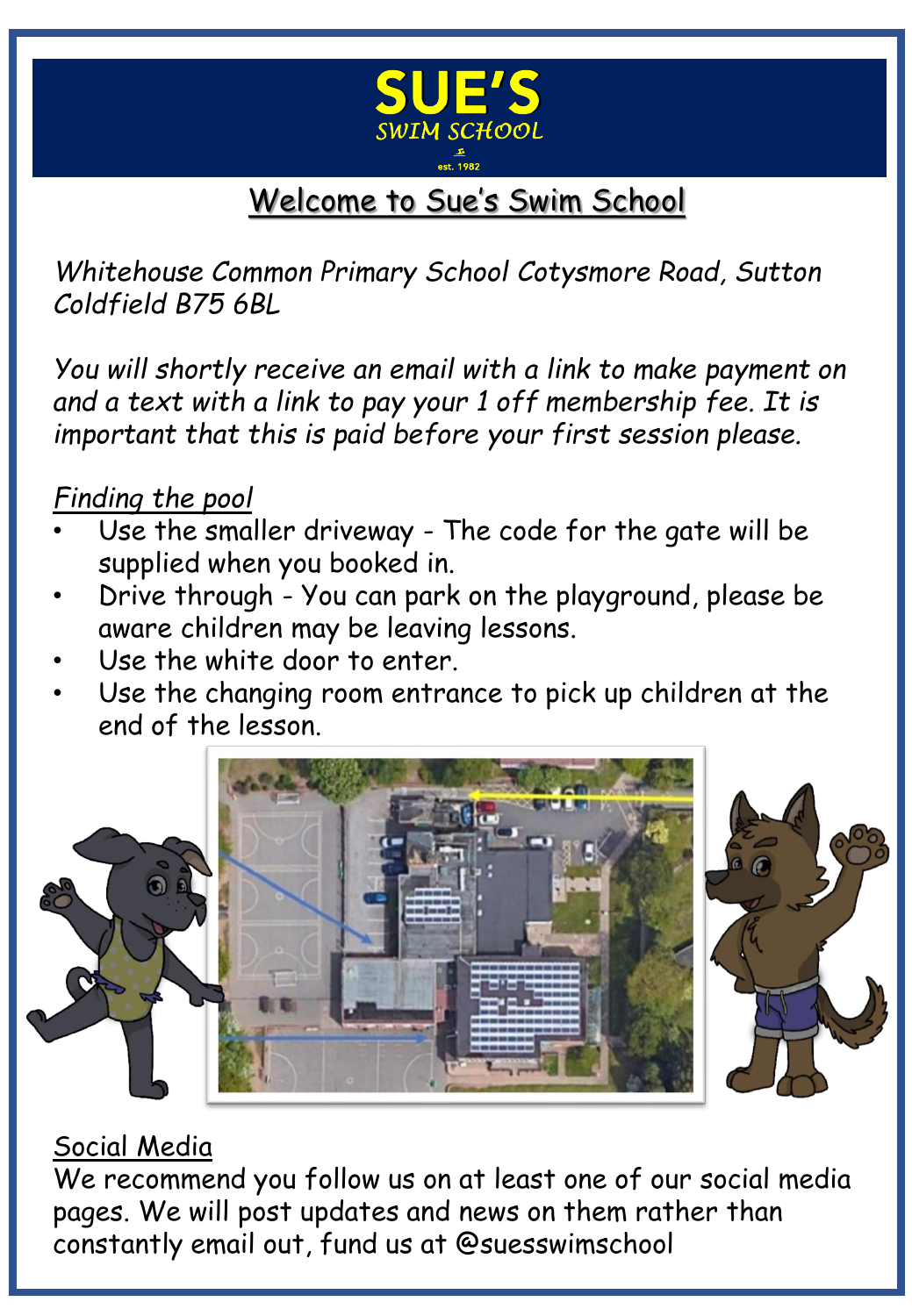SUE'S

SWIM SCHOOL

est. 1982

# Welcome to Sue's Swim School

*Whitehouse Common Primary School Cotysmore Road, Sutton Coldfield B75 6BL*

*You will shortly receive an email with a link to make payment on and a text with a link to pay your 1 off membership fee. It is important that this is paid before your first session please.*

## Finding the pool

- Use the smaller driveway - The code for the gate will be supplied when you booked in.
- Drive through - You can park on the playground, please be aware children may be leaving lessons.
- Use the white door to enter.
- Use the changing room entrance to pick up children at the end of the lesson.

## Social Media

We recommend you follow us on at least one of our social media pages. We will post updates and news on them rather than constantly email out, fund us at @suesswimschool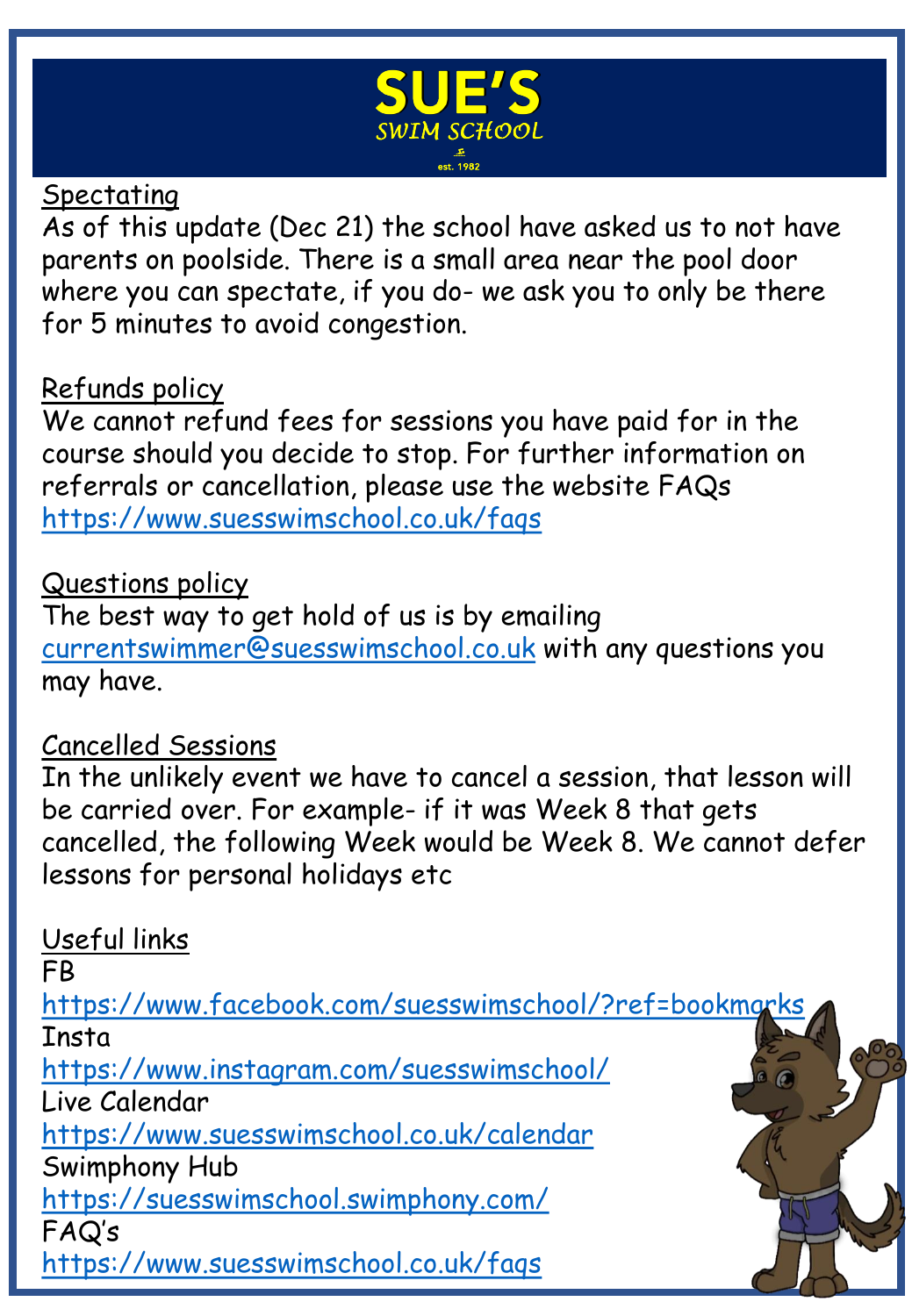# SUE'S
SWIM SCHOOL
est. 1982

Spectating

As of this update (Dec 21) the school have asked us to not have parents on poolside. There is a small area near the pool door where you can spectate, if you do- we ask you to only be there for 5 minutes to avoid congestion.

Refunds policy

We cannot refund fees for sessions you have paid for in the course should you decide to stop. For further information on referrals or cancellation, please use the website FAQs https://www.suesswimschool.co.uk/faqs

Questions policy

The best way to get hold of us is by emailing currentswimmer@suesswimschool.co.uk with any questions you may have.

Cancelled Sessions

In the unlikely event we have to cancel a session, that lesson will be carried over. For example- if it was Week 8 that gets cancelled, the following Week would be Week 8. We cannot defer lessons for personal holidays etc

Useful links

FB
https://www.facebook.com/suesswimschool/?ref=bookmarks

Insta
https://www.instagram.com/suesswimschool/

Live Calendar
https://www.suesswimschool.co.uk/calendar

Swimphony Hub
https://suesswimschool.swimphony.com/

FAQ's
https://www.suesswimschool.co.uk/faqs